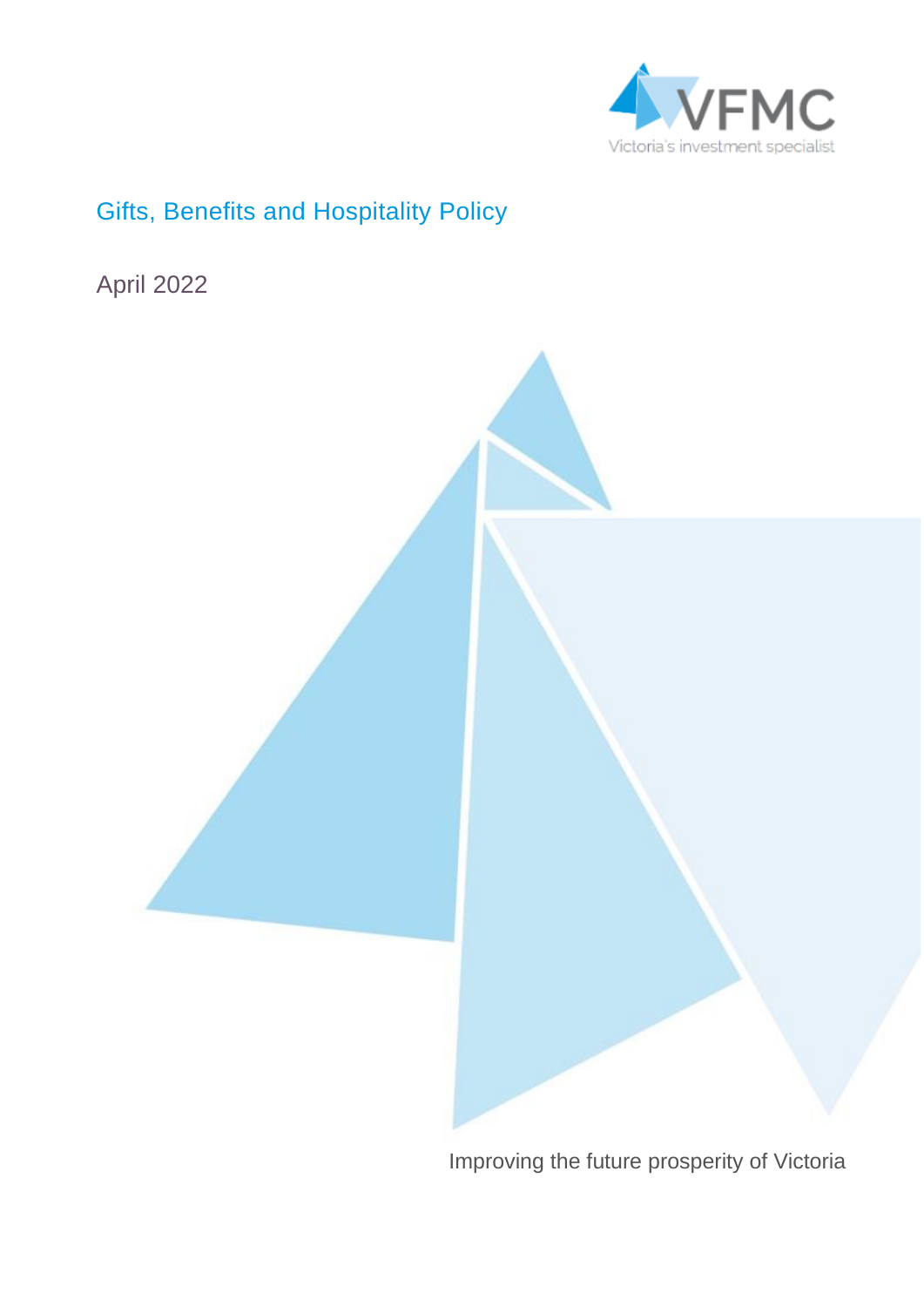VFMC

Victoria's investment specialist

# Gifts, Benefits and Hospitality Policy

April 2022

Improving the future prosperity of Victoria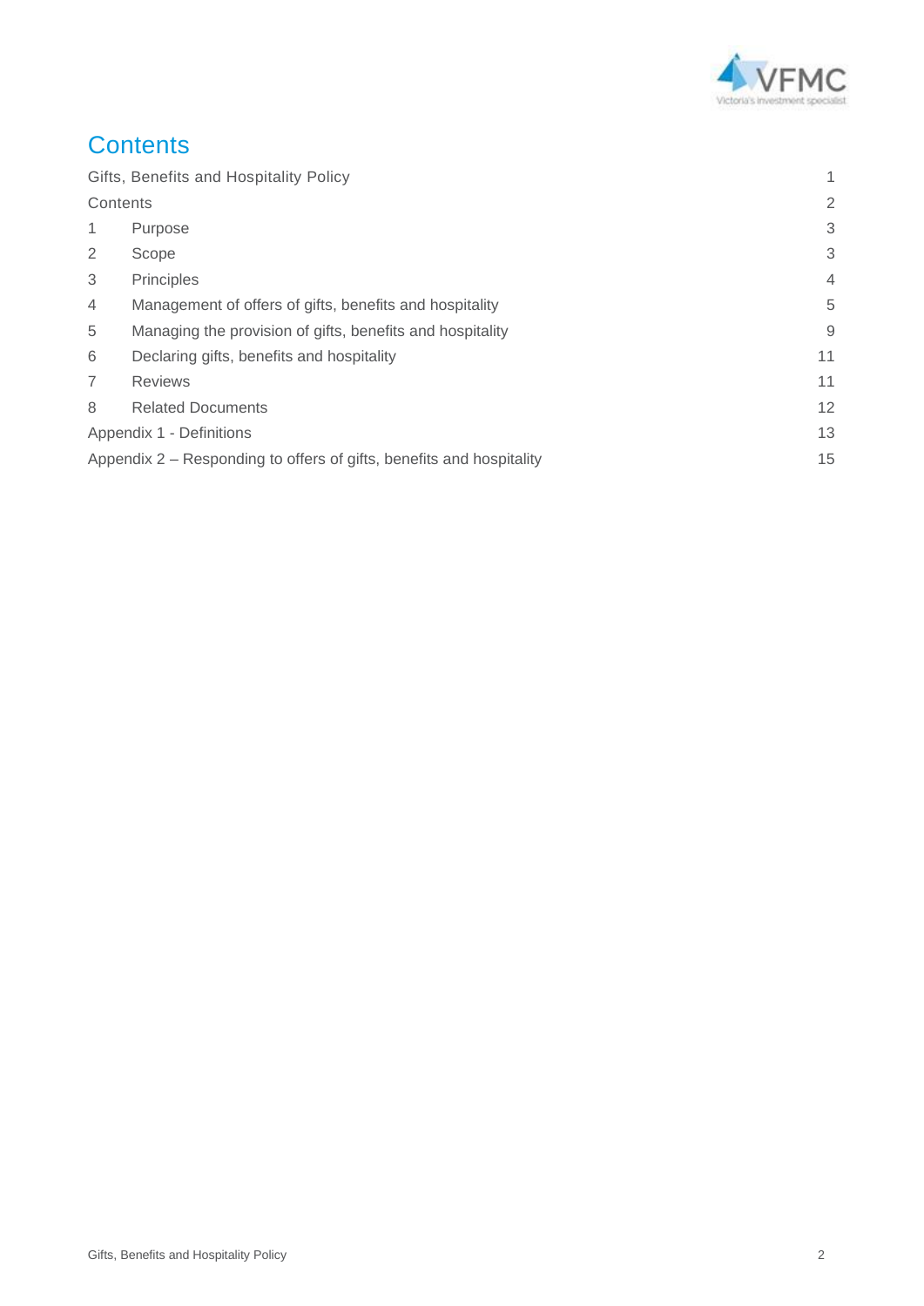# Contents

| | | |
|---|---|---|
| Gifts, Benefits and Hospitality Policy | | 1 |
| Contents | | 2 |
| 1 | Purpose | 3 |
| 2 | Scope | 3 |
| 3 | Principles | 4 |
| 4 | Management of offers of gifts, benefits and hospitality | 5 |
| 5 | Managing the provision of gifts, benefits and hospitality | 9 |
| 6 | Declaring gifts, benefits and hospitality | 11 |
| 7 | Reviews | 11 |
| 8 | Related Documents | 12 |
| Appendix 1 - Definitions | | 13 |
| Appendix 2 – Responding to offers of gifts, benefits and hospitality | | 15 |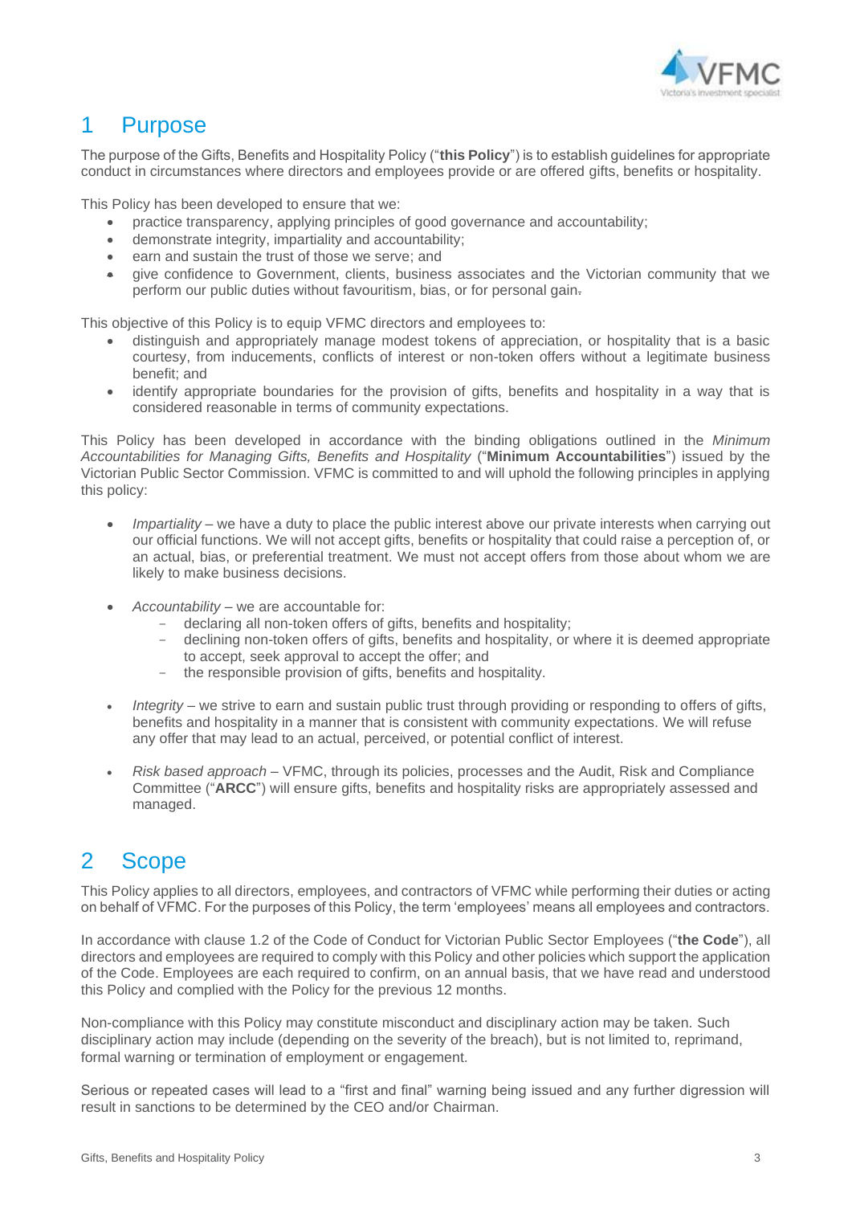# 1 Purpose

The purpose of the Gifts, Benefits and Hospitality Policy ("**this Policy**") is to establish guidelines for appropriate conduct in circumstances where directors and employees provide or are offered gifts, benefits or hospitality.

This Policy has been developed to ensure that we:

- practice transparency, applying principles of good governance and accountability;
- demonstrate integrity, impartiality and accountability;
- earn and sustain the trust of those we serve; and
- give confidence to Government, clients, business associates and the Victorian community that we perform our public duties without favouritism, bias, or for personal gain.

This objective of this Policy is to equip VFMC directors and employees to:

- distinguish and appropriately manage modest tokens of appreciation, or hospitality that is a basic courtesy, from inducements, conflicts of interest or non-token offers without a legitimate business benefit; and
- identify appropriate boundaries for the provision of gifts, benefits and hospitality in a way that is considered reasonable in terms of community expectations.

This Policy has been developed in accordance with the binding obligations outlined in the *Minimum Accountabilities for Managing Gifts, Benefits and Hospitality* ("**Minimum Accountabilities**") issued by the Victorian Public Sector Commission. VFMC is committed to and will uphold the following principles in applying this policy:

- *Impartiality* – we have a duty to place the public interest above our private interests when carrying out our official functions. We will not accept gifts, benefits or hospitality that could raise a perception of, or an actual, bias, or preferential treatment. We must not accept offers from those about whom we are likely to make business decisions.

- *Accountability* – we are accountable for:
  - declaring all non-token offers of gifts, benefits and hospitality;
  - declining non-token offers of gifts, benefits and hospitality, or where it is deemed appropriate to accept, seek approval to accept the offer; and
  - the responsible provision of gifts, benefits and hospitality.

- *Integrity* – we strive to earn and sustain public trust through providing or responding to offers of gifts, benefits and hospitality in a manner that is consistent with community expectations. We will refuse any offer that may lead to an actual, perceived, or potential conflict of interest.

- *Risk based approach* – VFMC, through its policies, processes and the Audit, Risk and Compliance Committee ("**ARCC**") will ensure gifts, benefits and hospitality risks are appropriately assessed and managed.

# 2 Scope

This Policy applies to all directors, employees, and contractors of VFMC while performing their duties or acting on behalf of VFMC. For the purposes of this Policy, the term 'employees' means all employees and contractors.

In accordance with clause 1.2 of the Code of Conduct for Victorian Public Sector Employees ("**the Code**"), all directors and employees are required to comply with this Policy and other policies which support the application of the Code. Employees are each required to confirm, on an annual basis, that we have read and understood this Policy and complied with the Policy for the previous 12 months.

Non-compliance with this Policy may constitute misconduct and disciplinary action may be taken. Such disciplinary action may include (depending on the severity of the breach), but is not limited to, reprimand, formal warning or termination of employment or engagement.

Serious or repeated cases will lead to a "first and final" warning being issued and any further digression will result in sanctions to be determined by the CEO and/or Chairman.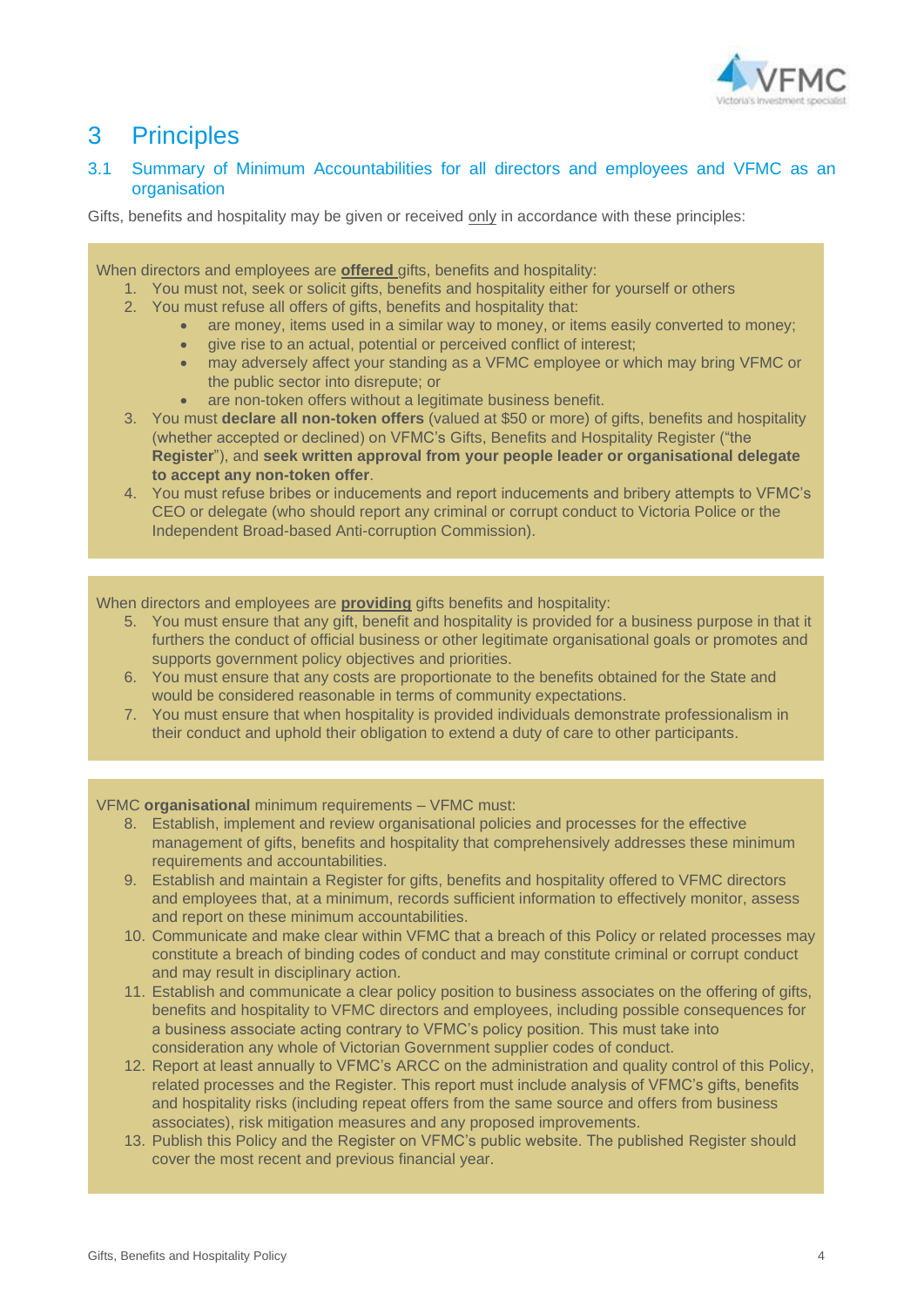# 3 Principles

## 3.1 Summary of Minimum Accountabilities for all directors and employees and VFMC as an organisation

Gifts, benefits and hospitality may be given or received only in accordance with these principles:

When directors and employees are **offered** gifts, benefits and hospitality:

1. You must not, seek or solicit gifts, benefits and hospitality either for yourself or others
2. You must refuse all offers of gifts, benefits and hospitality that:
   - are money, items used in a similar way to money, or items easily converted to money;
   - give rise to an actual, potential or perceived conflict of interest;
   - may adversely affect your standing as a VFMC employee or which may bring VFMC or the public sector into disrepute; or
   - are non-token offers without a legitimate business benefit.
3. You must **declare all non-token offers** (valued at $50 or more) of gifts, benefits and hospitality (whether accepted or declined) on VFMC's Gifts, Benefits and Hospitality Register ("the **Register**"), and **seek written approval from your people leader or organisational delegate to accept any non-token offer**.
4. You must refuse bribes or inducements and report inducements and bribery attempts to VFMC's CEO or delegate (who should report any criminal or corrupt conduct to Victoria Police or the Independent Broad-based Anti-corruption Commission).

When directors and employees are **providing** gifts benefits and hospitality:

5. You must ensure that any gift, benefit and hospitality is provided for a business purpose in that it furthers the conduct of official business or other legitimate organisational goals or promotes and supports government policy objectives and priorities.
6. You must ensure that any costs are proportionate to the benefits obtained for the State and would be considered reasonable in terms of community expectations.
7. You must ensure that when hospitality is provided individuals demonstrate professionalism in their conduct and uphold their obligation to extend a duty of care to other participants.

VFMC **organisational** minimum requirements – VFMC must:

8. Establish, implement and review organisational policies and processes for the effective management of gifts, benefits and hospitality that comprehensively addresses these minimum requirements and accountabilities.
9. Establish and maintain a Register for gifts, benefits and hospitality offered to VFMC directors and employees that, at a minimum, records sufficient information to effectively monitor, assess and report on these minimum accountabilities.
10. Communicate and make clear within VFMC that a breach of this Policy or related processes may constitute a breach of binding codes of conduct and may constitute criminal or corrupt conduct and may result in disciplinary action.
11. Establish and communicate a clear policy position to business associates on the offering of gifts, benefits and hospitality to VFMC directors and employees, including possible consequences for a business associate acting contrary to VFMC's policy position. This must take into consideration any whole of Victorian Government supplier codes of conduct.
12. Report at least annually to VFMC's ARCC on the administration and quality control of this Policy, related processes and the Register. This report must include analysis of VFMC's gifts, benefits and hospitality risks (including repeat offers from the same source and offers from business associates), risk mitigation measures and any proposed improvements.
13. Publish this Policy and the Register on VFMC's public website. The published Register should cover the most recent and previous financial year.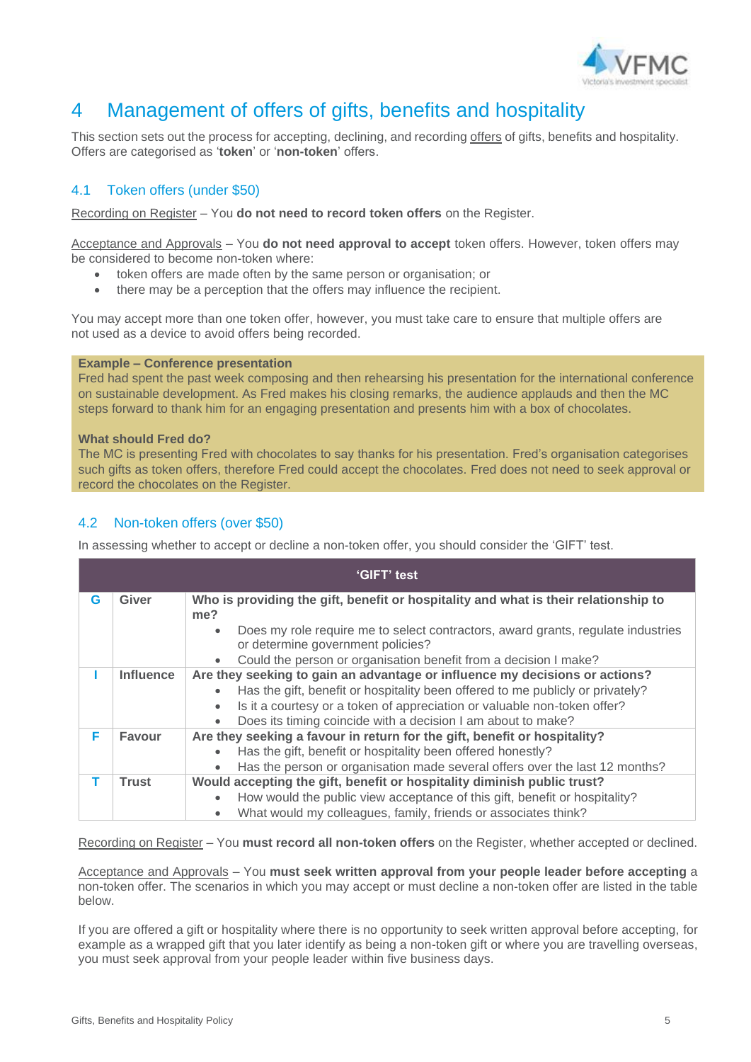# 4 Management of offers of gifts, benefits and hospitality

This section sets out the process for accepting, declining, and recording offers of gifts, benefits and hospitality. Offers are categorised as '**token**' or '**non-token**' offers.

## 4.1 Token offers (under $50)

Recording on Register – You **do not need to record token offers** on the Register.

Acceptance and Approvals – You **do not need approval to accept** token offers. However, token offers may be considered to become non-token where:

- token offers are made often by the same person or organisation; or
- there may be a perception that the offers may influence the recipient.

You may accept more than one token offer, however, you must take care to ensure that multiple offers are not used as a device to avoid offers being recorded.

**Example – Conference presentation**
Fred had spent the past week composing and then rehearsing his presentation for the international conference on sustainable development. As Fred makes his closing remarks, the audience applauds and then the MC steps forward to thank him for an engaging presentation and presents him with a box of chocolates.

**What should Fred do?**
The MC is presenting Fred with chocolates to say thanks for his presentation. Fred's organisation categorises such gifts as token offers, therefore Fred could accept the chocolates. Fred does not need to seek approval or record the chocolates on the Register.

## 4.2 Non-token offers (over $50)

In assessing whether to accept or decline a non-token offer, you should consider the 'GIFT' test.

| 'GIFT' test | | |
|---|---|---|
| **G** | **Giver** | **Who is providing the gift, benefit or hospitality and what is their relationship to me?**<br>• Does my role require me to select contractors, award grants, regulate industries or determine government policies?<br>• Could the person or organisation benefit from a decision I make? |
| **I** | **Influence** | **Are they seeking to gain an advantage or influence my decisions or actions?**<br>• Has the gift, benefit or hospitality been offered to me publicly or privately?<br>• Is it a courtesy or a token of appreciation or valuable non-token offer?<br>• Does its timing coincide with a decision I am about to make? |
| **F** | **Favour** | **Are they seeking a favour in return for the gift, benefit or hospitality?**<br>• Has the gift, benefit or hospitality been offered honestly?<br>• Has the person or organisation made several offers over the last 12 months? |
| **T** | **Trust** | **Would accepting the gift, benefit or hospitality diminish public trust?**<br>• How would the public view acceptance of this gift, benefit or hospitality?<br>• What would my colleagues, family, friends or associates think? |

Recording on Register – You **must record all non-token offers** on the Register, whether accepted or declined.

Acceptance and Approvals – You **must seek written approval from your people leader before accepting** a non-token offer. The scenarios in which you may accept or must decline a non-token offer are listed in the table below.

If you are offered a gift or hospitality where there is no opportunity to seek written approval before accepting, for example as a wrapped gift that you later identify as being a non-token gift or where you are travelling overseas, you must seek approval from your people leader within five business days.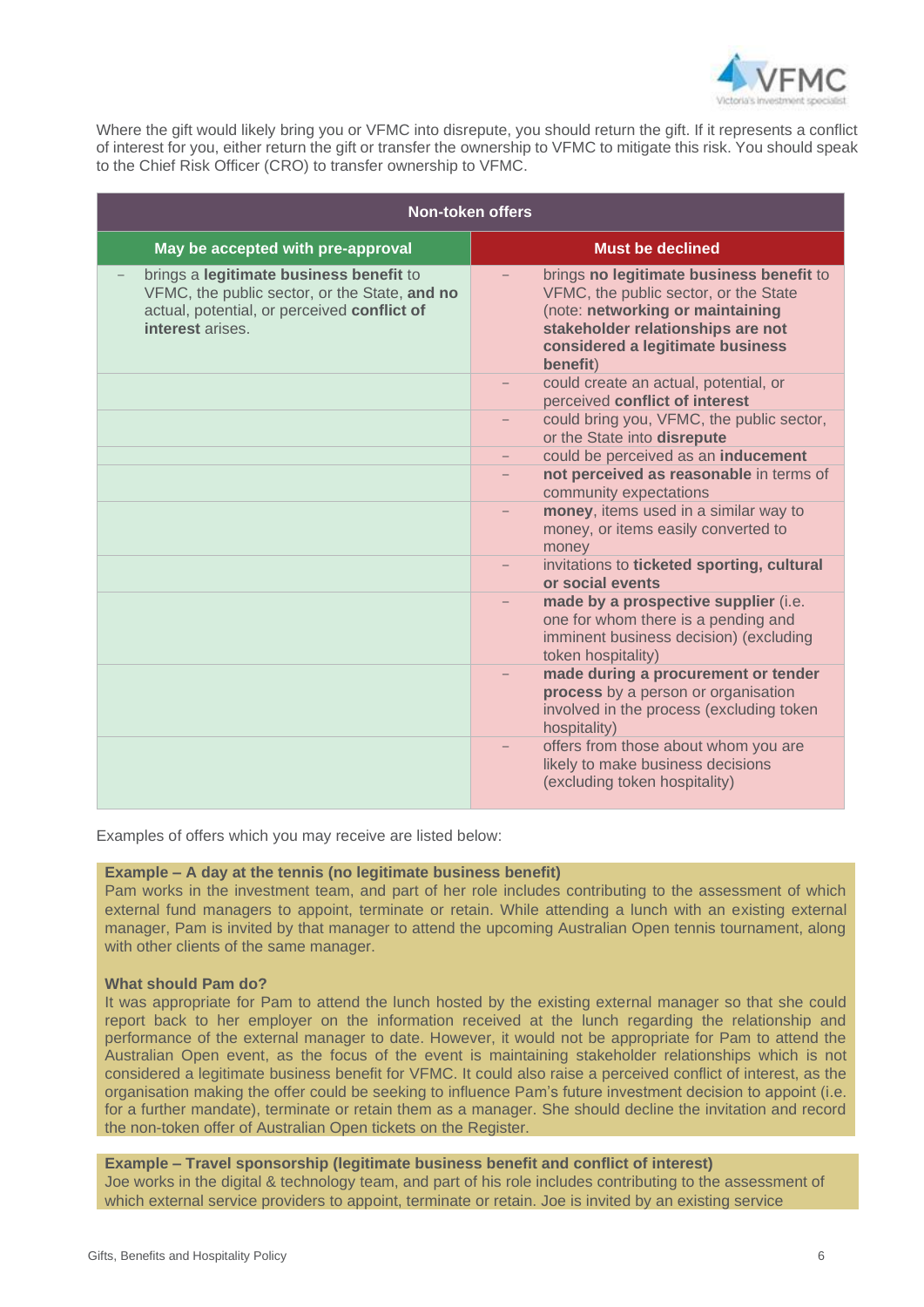Where the gift would likely bring you or VFMC into disrepute, you should return the gift. If it represents a conflict of interest for you, either return the gift or transfer the ownership to VFMC to mitigate this risk. You should speak to the Chief Risk Officer (CRO) to transfer ownership to VFMC.

| Non-token offers | |
|---|---|
| **May be accepted with pre-approval** | **Must be declined** |
| – brings a **legitimate business benefit** to VFMC, the public sector, or the State, **and no** actual, potential, or perceived **conflict of interest** arises. | – brings **no legitimate business benefit** to VFMC, the public sector, or the State (note: **networking or maintaining stakeholder relationships are not considered a legitimate business benefit**) |
| | – could create an actual, potential, or perceived **conflict of interest** |
| | – could bring you, VFMC, the public sector, or the State into **disrepute** |
| | – could be perceived as an **inducement** |
| | – **not perceived as reasonable** in terms of community expectations |
| | – **money**, items used in a similar way to money, or items easily converted to money |
| | – invitations to **ticketed sporting, cultural or social events** |
| | – **made by a prospective supplier** (i.e. one for whom there is a pending and imminent business decision) (excluding token hospitality) |
| | – **made during a procurement or tender process** by a person or organisation involved in the process (excluding token hospitality) |
| | – offers from those about whom you are likely to make business decisions (excluding token hospitality) |

Examples of offers which you may receive are listed below:

**Example – A day at the tennis (no legitimate business benefit)**

Pam works in the investment team, and part of her role includes contributing to the assessment of which external fund managers to appoint, terminate or retain. While attending a lunch with an existing external manager, Pam is invited by that manager to attend the upcoming Australian Open tennis tournament, along with other clients of the same manager.

**What should Pam do?**

It was appropriate for Pam to attend the lunch hosted by the existing external manager so that she could report back to her employer on the information received at the lunch regarding the relationship and performance of the external manager to date. However, it would not be appropriate for Pam to attend the Australian Open event, as the focus of the event is maintaining stakeholder relationships which is not considered a legitimate business benefit for VFMC. It could also raise a perceived conflict of interest, as the organisation making the offer could be seeking to influence Pam's future investment decision to appoint (i.e. for a further mandate), terminate or retain them as a manager. She should decline the invitation and record the non-token offer of Australian Open tickets on the Register.

**Example – Travel sponsorship (legitimate business benefit and conflict of interest)**

Joe works in the digital & technology team, and part of his role includes contributing to the assessment of which external service providers to appoint, terminate or retain. Joe is invited by an existing service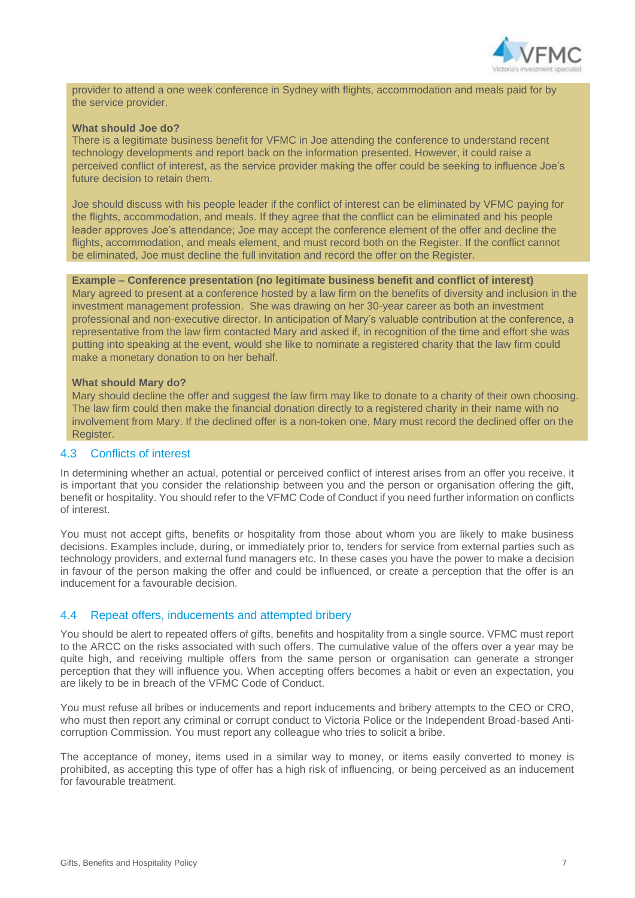provider to attend a one week conference in Sydney with flights, accommodation and meals paid for by the service provider.

**What should Joe do?**

There is a legitimate business benefit for VFMC in Joe attending the conference to understand recent technology developments and report back on the information presented. However, it could raise a perceived conflict of interest, as the service provider making the offer could be seeking to influence Joe's future decision to retain them.

Joe should discuss with his people leader if the conflict of interest can be eliminated by VFMC paying for the flights, accommodation, and meals. If they agree that the conflict can be eliminated and his people leader approves Joe's attendance; Joe may accept the conference element of the offer and decline the flights, accommodation, and meals element, and must record both on the Register. If the conflict cannot be eliminated, Joe must decline the full invitation and record the offer on the Register.

**Example – Conference presentation (no legitimate business benefit and conflict of interest)**

Mary agreed to present at a conference hosted by a law firm on the benefits of diversity and inclusion in the investment management profession. She was drawing on her 30-year career as both an investment professional and non-executive director. In anticipation of Mary's valuable contribution at the conference, a representative from the law firm contacted Mary and asked if, in recognition of the time and effort she was putting into speaking at the event, would she like to nominate a registered charity that the law firm could make a monetary donation to on her behalf.

**What should Mary do?**

Mary should decline the offer and suggest the law firm may like to donate to a charity of their own choosing. The law firm could then make the financial donation directly to a registered charity in their name with no involvement from Mary. If the declined offer is a non-token one, Mary must record the declined offer on the Register.

## 4.3 Conflicts of interest

In determining whether an actual, potential or perceived conflict of interest arises from an offer you receive, it is important that you consider the relationship between you and the person or organisation offering the gift, benefit or hospitality. You should refer to the VFMC Code of Conduct if you need further information on conflicts of interest.

You must not accept gifts, benefits or hospitality from those about whom you are likely to make business decisions. Examples include, during, or immediately prior to, tenders for service from external parties such as technology providers, and external fund managers etc. In these cases you have the power to make a decision in favour of the person making the offer and could be influenced, or create a perception that the offer is an inducement for a favourable decision.

## 4.4 Repeat offers, inducements and attempted bribery

You should be alert to repeated offers of gifts, benefits and hospitality from a single source. VFMC must report to the ARCC on the risks associated with such offers. The cumulative value of the offers over a year may be quite high, and receiving multiple offers from the same person or organisation can generate a stronger perception that they will influence you. When accepting offers becomes a habit or even an expectation, you are likely to be in breach of the VFMC Code of Conduct.

You must refuse all bribes or inducements and report inducements and bribery attempts to the CEO or CRO, who must then report any criminal or corrupt conduct to Victoria Police or the Independent Broad-based Anti-corruption Commission. You must report any colleague who tries to solicit a bribe.

The acceptance of money, items used in a similar way to money, or items easily converted to money is prohibited, as accepting this type of offer has a high risk of influencing, or being perceived as an inducement for favourable treatment.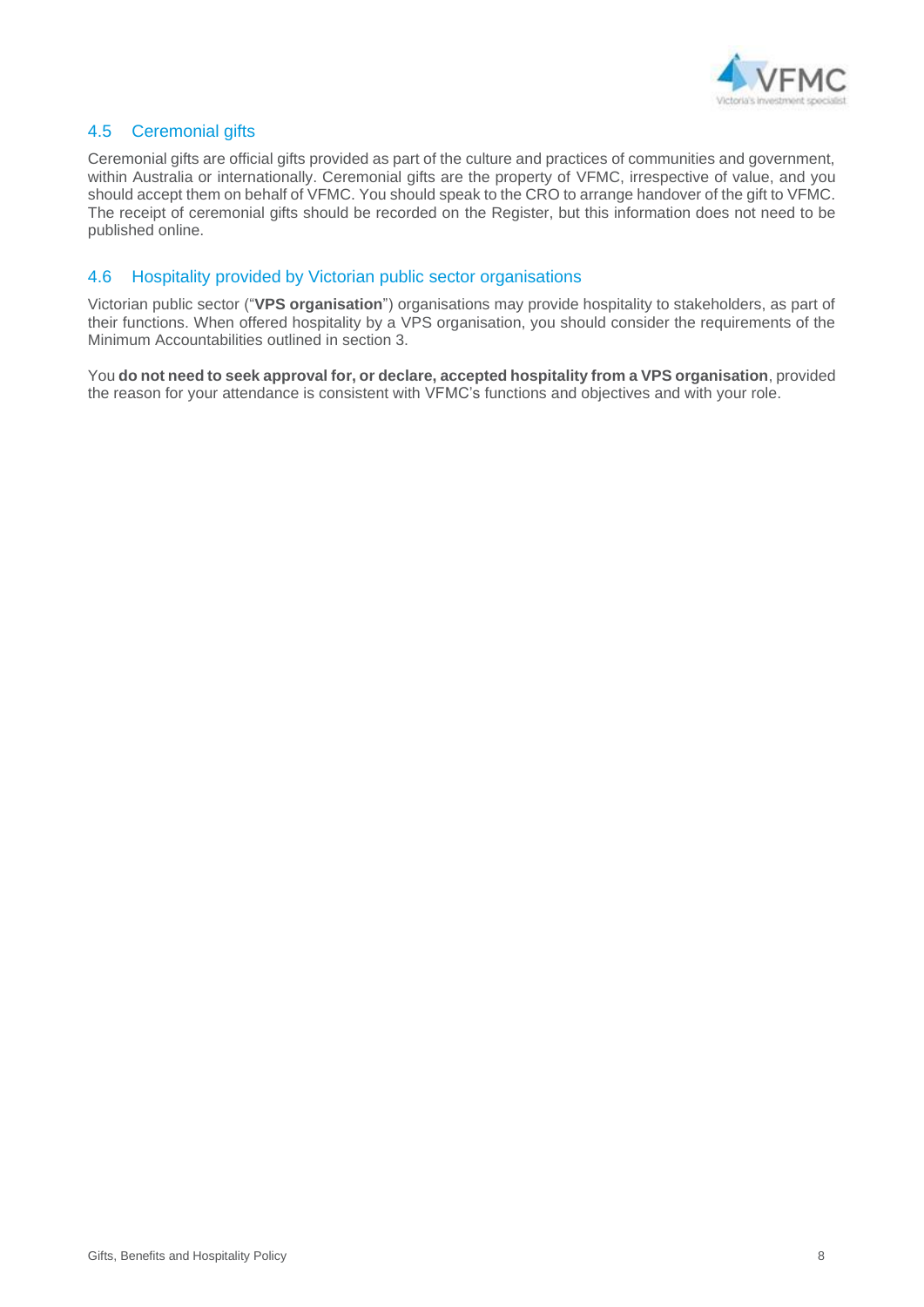## 4.5 Ceremonial gifts

Ceremonial gifts are official gifts provided as part of the culture and practices of communities and government, within Australia or internationally. Ceremonial gifts are the property of VFMC, irrespective of value, and you should accept them on behalf of VFMC. You should speak to the CRO to arrange handover of the gift to VFMC. The receipt of ceremonial gifts should be recorded on the Register, but this information does not need to be published online.

## 4.6 Hospitality provided by Victorian public sector organisations

Victorian public sector ("**VPS organisation**") organisations may provide hospitality to stakeholders, as part of their functions. When offered hospitality by a VPS organisation, you should consider the requirements of the Minimum Accountabilities outlined in section 3.

You **do not need to seek approval for, or declare, accepted hospitality from a VPS organisation**, provided the reason for your attendance is consistent with VFMC's functions and objectives and with your role.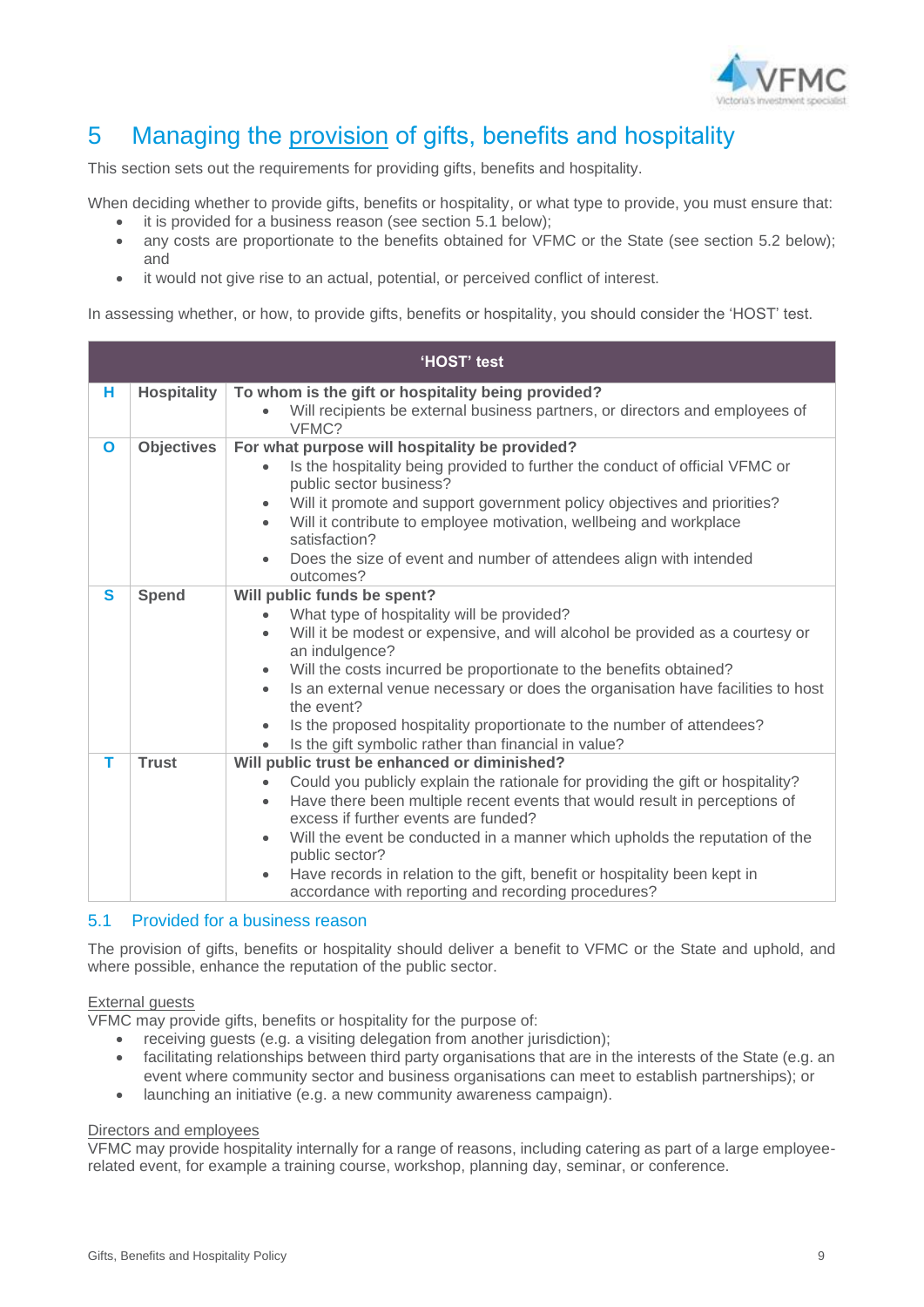# 5 Managing the provision of gifts, benefits and hospitality

This section sets out the requirements for providing gifts, benefits and hospitality.

When deciding whether to provide gifts, benefits or hospitality, or what type to provide, you must ensure that:

- it is provided for a business reason (see section 5.1 below);
- any costs are proportionate to the benefits obtained for VFMC or the State (see section 5.2 below); and
- it would not give rise to an actual, potential, or perceived conflict of interest.

In assessing whether, or how, to provide gifts, benefits or hospitality, you should consider the 'HOST' test.

| 'HOST' test | | |
|---|---|---|
| **H** | **Hospitality** | **To whom is the gift or hospitality being provided?**<br>• Will recipients be external business partners, or directors and employees of VFMC? |
| **O** | **Objectives** | **For what purpose will hospitality be provided?**<br>• Is the hospitality being provided to further the conduct of official VFMC or public sector business?<br>• Will it promote and support government policy objectives and priorities?<br>• Will it contribute to employee motivation, wellbeing and workplace satisfaction?<br>• Does the size of event and number of attendees align with intended outcomes? |
| **S** | **Spend** | **Will public funds be spent?**<br>• What type of hospitality will be provided?<br>• Will it be modest or expensive, and will alcohol be provided as a courtesy or an indulgence?<br>• Will the costs incurred be proportionate to the benefits obtained?<br>• Is an external venue necessary or does the organisation have facilities to host the event?<br>• Is the proposed hospitality proportionate to the number of attendees?<br>• Is the gift symbolic rather than financial in value? |
| **T** | **Trust** | **Will public trust be enhanced or diminished?**<br>• Could you publicly explain the rationale for providing the gift or hospitality?<br>• Have there been multiple recent events that would result in perceptions of excess if further events are funded?<br>• Will the event be conducted in a manner which upholds the reputation of the public sector?<br>• Have records in relation to the gift, benefit or hospitality been kept in accordance with reporting and recording procedures? |

## 5.1 Provided for a business reason

The provision of gifts, benefits or hospitality should deliver a benefit to VFMC or the State and uphold, and where possible, enhance the reputation of the public sector.

External guests

VFMC may provide gifts, benefits or hospitality for the purpose of:

- receiving guests (e.g. a visiting delegation from another jurisdiction);
- facilitating relationships between third party organisations that are in the interests of the State (e.g. an event where community sector and business organisations can meet to establish partnerships); or
- launching an initiative (e.g. a new community awareness campaign).

Directors and employees

VFMC may provide hospitality internally for a range of reasons, including catering as part of a large employee-related event, for example a training course, workshop, planning day, seminar, or conference.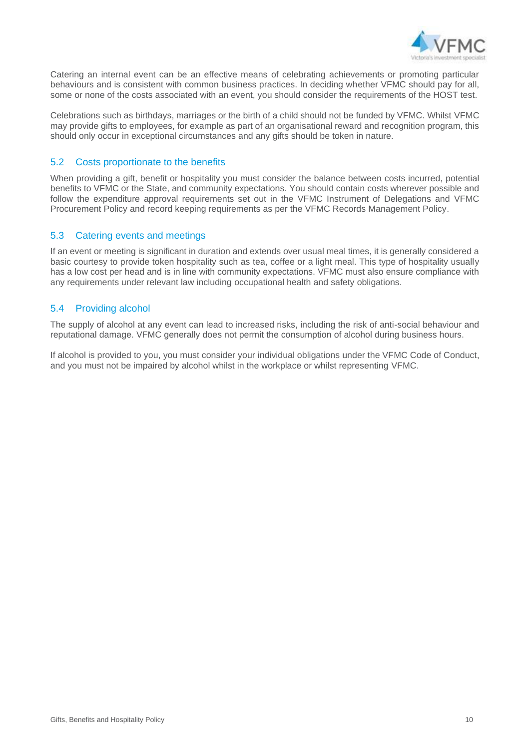Catering an internal event can be an effective means of celebrating achievements or promoting particular behaviours and is consistent with common business practices. In deciding whether VFMC should pay for all, some or none of the costs associated with an event, you should consider the requirements of the HOST test.

Celebrations such as birthdays, marriages or the birth of a child should not be funded by VFMC. Whilst VFMC may provide gifts to employees, for example as part of an organisational reward and recognition program, this should only occur in exceptional circumstances and any gifts should be token in nature.

## 5.2 Costs proportionate to the benefits

When providing a gift, benefit or hospitality you must consider the balance between costs incurred, potential benefits to VFMC or the State, and community expectations. You should contain costs wherever possible and follow the expenditure approval requirements set out in the VFMC Instrument of Delegations and VFMC Procurement Policy and record keeping requirements as per the VFMC Records Management Policy.

## 5.3 Catering events and meetings

If an event or meeting is significant in duration and extends over usual meal times, it is generally considered a basic courtesy to provide token hospitality such as tea, coffee or a light meal. This type of hospitality usually has a low cost per head and is in line with community expectations. VFMC must also ensure compliance with any requirements under relevant law including occupational health and safety obligations.

## 5.4 Providing alcohol

The supply of alcohol at any event can lead to increased risks, including the risk of anti-social behaviour and reputational damage. VFMC generally does not permit the consumption of alcohol during business hours.

If alcohol is provided to you, you must consider your individual obligations under the VFMC Code of Conduct, and you must not be impaired by alcohol whilst in the workplace or whilst representing VFMC.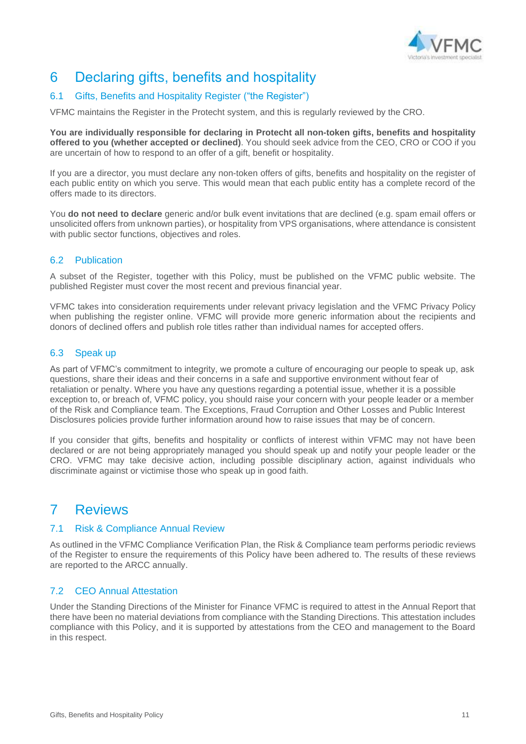# 6 Declaring gifts, benefits and hospitality

## 6.1 Gifts, Benefits and Hospitality Register ("the Register")

VFMC maintains the Register in the Protecht system, and this is regularly reviewed by the CRO.

**You are individually responsible for declaring in Protecht all non-token gifts, benefits and hospitality offered to you (whether accepted or declined)**. You should seek advice from the CEO, CRO or COO if you are uncertain of how to respond to an offer of a gift, benefit or hospitality.

If you are a director, you must declare any non-token offers of gifts, benefits and hospitality on the register of each public entity on which you serve. This would mean that each public entity has a complete record of the offers made to its directors.

You **do not need to declare** generic and/or bulk event invitations that are declined (e.g. spam email offers or unsolicited offers from unknown parties), or hospitality from VPS organisations, where attendance is consistent with public sector functions, objectives and roles.

## 6.2 Publication

A subset of the Register, together with this Policy, must be published on the VFMC public website. The published Register must cover the most recent and previous financial year.

VFMC takes into consideration requirements under relevant privacy legislation and the VFMC Privacy Policy when publishing the register online. VFMC will provide more generic information about the recipients and donors of declined offers and publish role titles rather than individual names for accepted offers.

## 6.3 Speak up

As part of VFMC's commitment to integrity, we promote a culture of encouraging our people to speak up, ask questions, share their ideas and their concerns in a safe and supportive environment without fear of retaliation or penalty. Where you have any questions regarding a potential issue, whether it is a possible exception to, or breach of, VFMC policy, you should raise your concern with your people leader or a member of the Risk and Compliance team. The Exceptions, Fraud Corruption and Other Losses and Public Interest Disclosures policies provide further information around how to raise issues that may be of concern.

If you consider that gifts, benefits and hospitality or conflicts of interest within VFMC may not have been declared or are not being appropriately managed you should speak up and notify your people leader or the CRO. VFMC may take decisive action, including possible disciplinary action, against individuals who discriminate against or victimise those who speak up in good faith.

# 7 Reviews

## 7.1 Risk & Compliance Annual Review

As outlined in the VFMC Compliance Verification Plan, the Risk & Compliance team performs periodic reviews of the Register to ensure the requirements of this Policy have been adhered to. The results of these reviews are reported to the ARCC annually.

## 7.2 CEO Annual Attestation

Under the Standing Directions of the Minister for Finance VFMC is required to attest in the Annual Report that there have been no material deviations from compliance with the Standing Directions. This attestation includes compliance with this Policy, and it is supported by attestations from the CEO and management to the Board in this respect.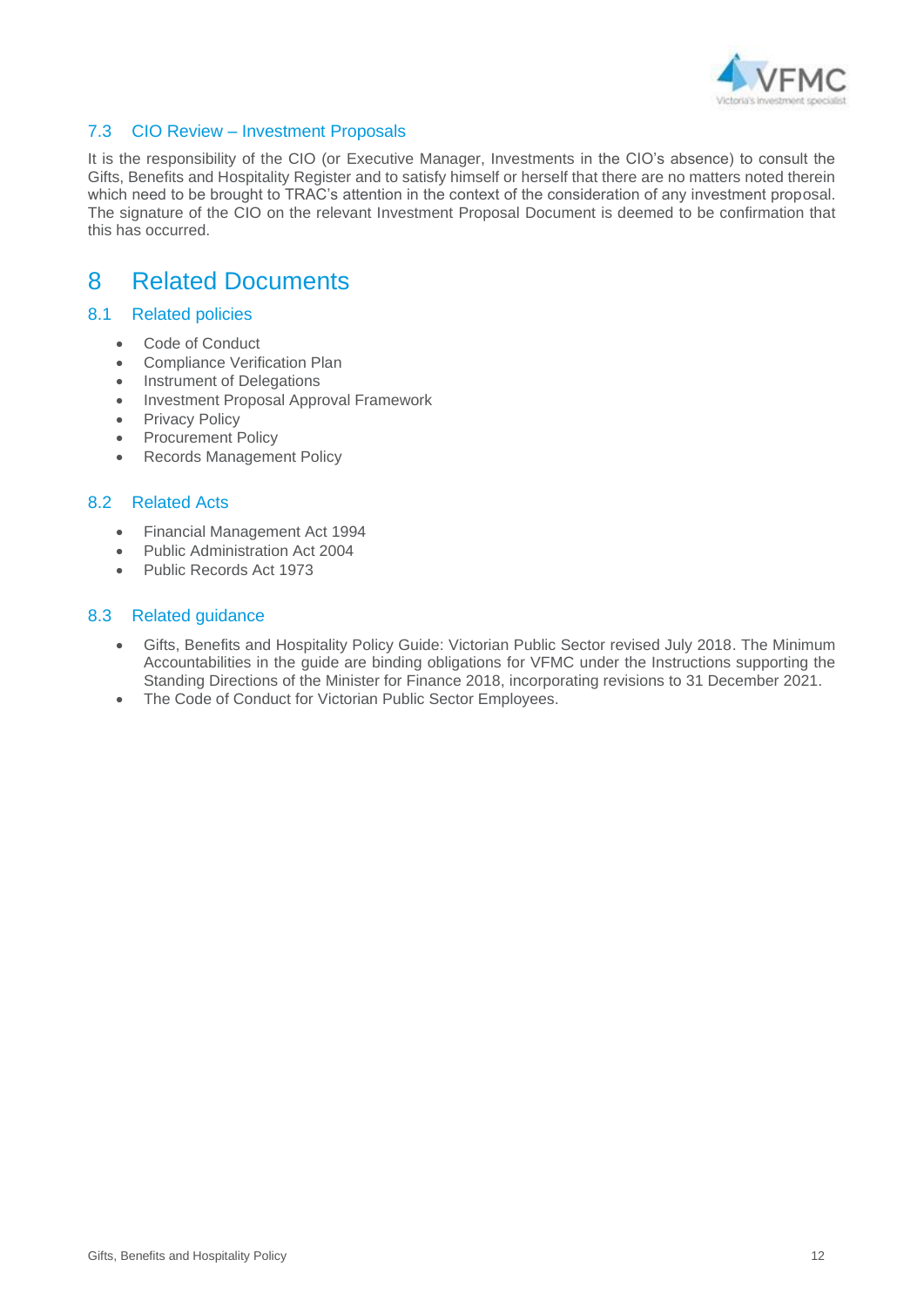### 7.3 CIO Review – Investment Proposals

It is the responsibility of the CIO (or Executive Manager, Investments in the CIO's absence) to consult the Gifts, Benefits and Hospitality Register and to satisfy himself or herself that there are no matters noted therein which need to be brought to TRAC's attention in the context of the consideration of any investment proposal. The signature of the CIO on the relevant Investment Proposal Document is deemed to be confirmation that this has occurred.

# 8 Related Documents

### 8.1 Related policies

- Code of Conduct
- Compliance Verification Plan
- Instrument of Delegations
- Investment Proposal Approval Framework
- Privacy Policy
- Procurement Policy
- Records Management Policy

### 8.2 Related Acts

- Financial Management Act 1994
- Public Administration Act 2004
- Public Records Act 1973

### 8.3 Related guidance

- Gifts, Benefits and Hospitality Policy Guide: Victorian Public Sector revised July 2018. The Minimum Accountabilities in the guide are binding obligations for VFMC under the Instructions supporting the Standing Directions of the Minister for Finance 2018, incorporating revisions to 31 December 2021.
- The Code of Conduct for Victorian Public Sector Employees.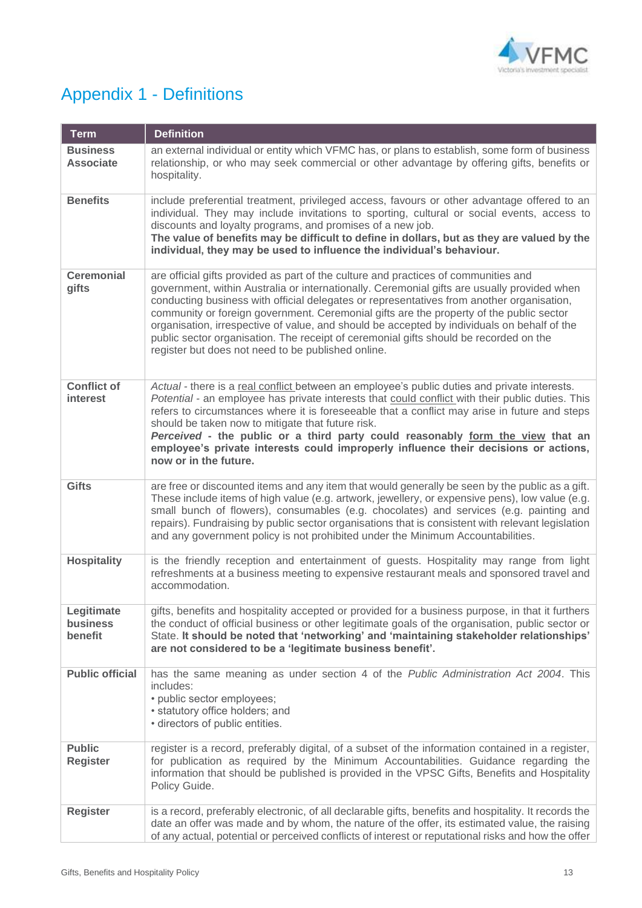# Appendix 1 - Definitions

| Term | Definition |
|---|---|
| **Business Associate** | an external individual or entity which VFMC has, or plans to establish, some form of business relationship, or who may seek commercial or other advantage by offering gifts, benefits or hospitality. |
| **Benefits** | include preferential treatment, privileged access, favours or other advantage offered to an individual. They may include invitations to sporting, cultural or social events, access to discounts and loyalty programs, and promises of a new job. **The value of benefits may be difficult to define in dollars, but as they are valued by the individual, they may be used to influence the individual's behaviour.** |
| **Ceremonial gifts** | are official gifts provided as part of the culture and practices of communities and government, within Australia or internationally. Ceremonial gifts are usually provided when conducting business with official delegates or representatives from another organisation, community or foreign government. Ceremonial gifts are the property of the public sector organisation, irrespective of value, and should be accepted by individuals on behalf of the public sector organisation. The receipt of ceremonial gifts should be recorded on the register but does not need to be published online. |
| **Conflict of interest** | *Actual* - there is a real conflict between an employee's public duties and private interests. *Potential* - an employee has private interests that could conflict with their public duties. This refers to circumstances where it is foreseeable that a conflict may arise in future and steps should be taken now to mitigate that future risk. ***Perceived*** **- the public or a third party could reasonably form the view that an employee's private interests could improperly influence their decisions or actions, now or in the future.** |
| **Gifts** | are free or discounted items and any item that would generally be seen by the public as a gift. These include items of high value (e.g. artwork, jewellery, or expensive pens), low value (e.g. small bunch of flowers), consumables (e.g. chocolates) and services (e.g. painting and repairs). Fundraising by public sector organisations that is consistent with relevant legislation and any government policy is not prohibited under the Minimum Accountabilities. |
| **Hospitality** | is the friendly reception and entertainment of guests. Hospitality may range from light refreshments at a business meeting to expensive restaurant meals and sponsored travel and accommodation. |
| **Legitimate business benefit** | gifts, benefits and hospitality accepted or provided for a business purpose, in that it furthers the conduct of official business or other legitimate goals of the organisation, public sector or State. **It should be noted that 'networking' and 'maintaining stakeholder relationships' are not considered to be a 'legitimate business benefit'.** |
| **Public official** | has the same meaning as under section 4 of the *Public Administration Act 2004*. This includes:<br>• public sector employees;<br>• statutory office holders; and<br>• directors of public entities. |
| **Public Register** | register is a record, preferably digital, of a subset of the information contained in a register, for publication as required by the Minimum Accountabilities. Guidance regarding the information that should be published is provided in the VPSC Gifts, Benefits and Hospitality Policy Guide. |
| **Register** | is a record, preferably electronic, of all declarable gifts, benefits and hospitality. It records the date an offer was made and by whom, the nature of the offer, its estimated value, the raising of any actual, potential or perceived conflicts of interest or reputational risks and how the offer |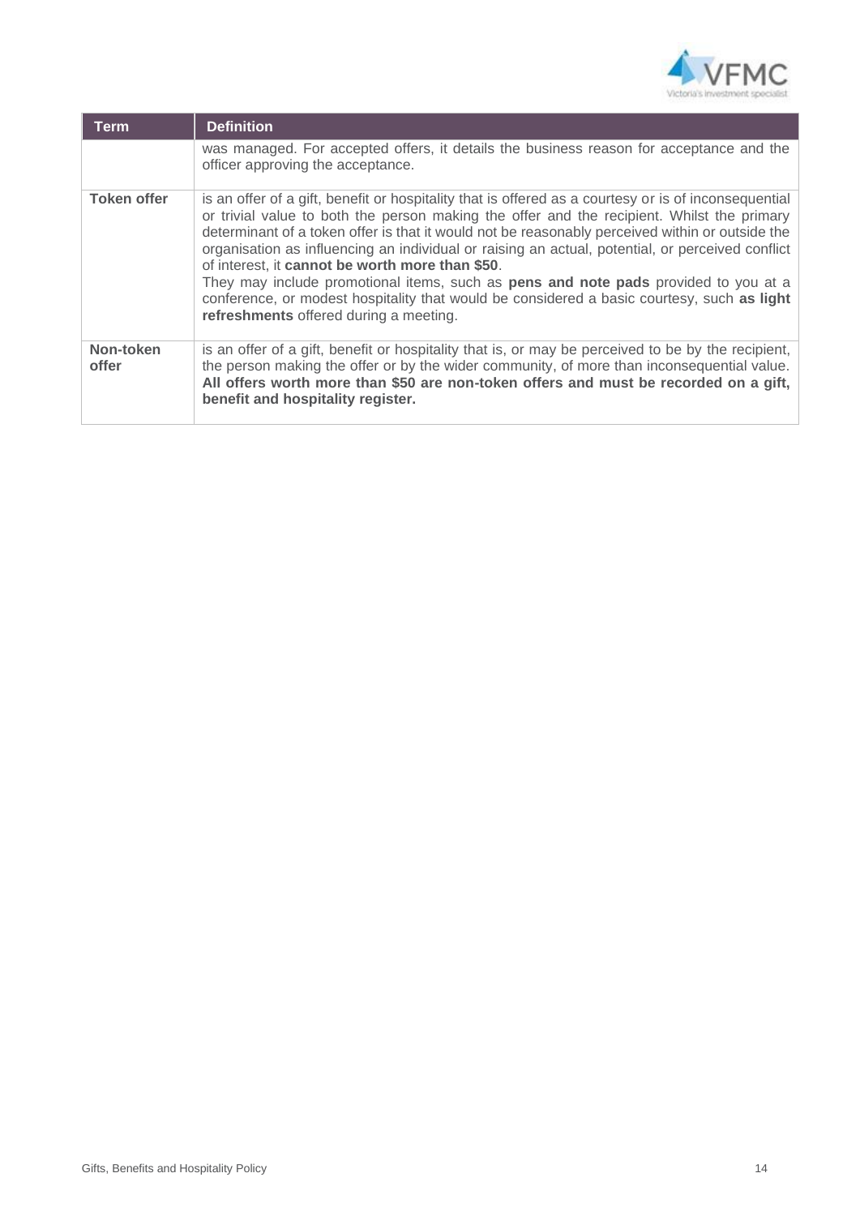| Term | Definition |
|---|---|
| | was managed. For accepted offers, it details the business reason for acceptance and the officer approving the acceptance. |
| **Token offer** | is an offer of a gift, benefit or hospitality that is offered as a courtesy or is of inconsequential or trivial value to both the person making the offer and the recipient. Whilst the primary determinant of a token offer is that it would not be reasonably perceived within or outside the organisation as influencing an individual or raising an actual, potential, or perceived conflict of interest, it **cannot be worth more than $50**.<br>They may include promotional items, such as **pens and note pads** provided to you at a conference, or modest hospitality that would be considered a basic courtesy, such **as light refreshments** offered during a meeting. |
| **Non-token offer** | is an offer of a gift, benefit or hospitality that is, or may be perceived to be by the recipient, the person making the offer or by the wider community, of more than inconsequential value. **All offers worth more than $50 are non-token offers and must be recorded on a gift, benefit and hospitality register.** |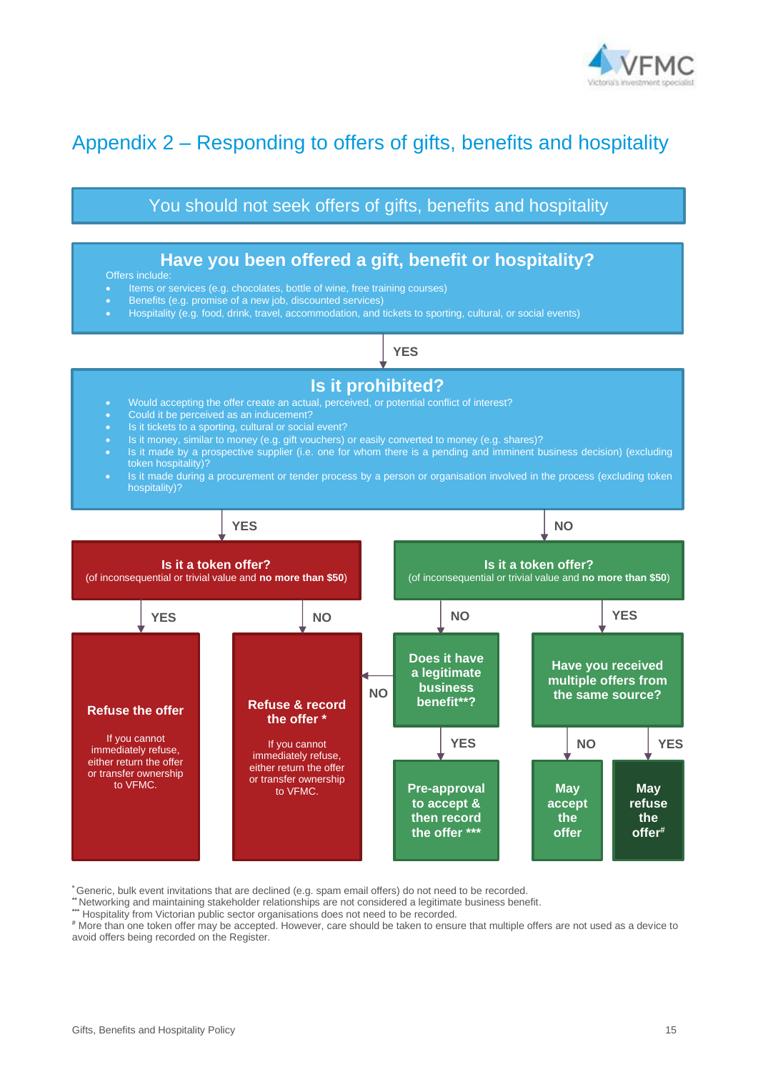## Appendix 2 – Responding to offers of gifts, benefits and hospitality

**You should not seek offers of gifts, benefits and hospitality**

**Have you been offered a gift, benefit or hospitality?**

Offers include:

- Items or services (e.g. chocolates, bottle of wine, free training courses)
- Benefits (e.g. promise of a new job, discounted services)
- Hospitality (e.g. food, drink, travel, accommodation, and tickets to sporting, cultural, or social events)

YES

**Is it prohibited?**

- Would accepting the offer create an actual, perceived, or potential conflict of interest?
- Could it be perceived as an inducement?
- Is it tickets to a sporting, cultural or social event?
- Is it money, similar to money (e.g. gift vouchers) or easily converted to money (e.g. shares)?
- Is it made by a prospective supplier (i.e. one for whom there is a pending and imminent business decision) (excluding token hospitality)?
- Is it made during a procurement or tender process by a person or organisation involved in the process (excluding token hospitality)?

YES

**Is it a token offer?**
(of inconsequential or trivial value and **no more than $50**)

YES

**Refuse the offer**

If you cannot immediately refuse, either return the offer or transfer ownership to VFMC.

NO

**Refuse & record the offer ***

If you cannot immediately refuse, either return the offer or transfer ownership to VFMC.

NO

**Is it a token offer?**
(of inconsequential or trivial value and **no more than $50**)

NO

**Does it have a legitimate business benefit**?**

NO → Refuse & record the offer *

YES

**Pre-approval to accept & then record the offer *****

YES

**Have you received multiple offers from the same source?**

NO

**May accept the offer**

YES

**May refuse the offer**[#]

* Generic, bulk event invitations that are declined (e.g. spam email offers) do not need to be recorded.
** Networking and maintaining stakeholder relationships are not considered a legitimate business benefit.
*** Hospitality from Victorian public sector organisations does not need to be recorded.
# More than one token offer may be accepted. However, care should be taken to ensure that multiple offers are not used as a device to avoid offers being recorded on the Register.